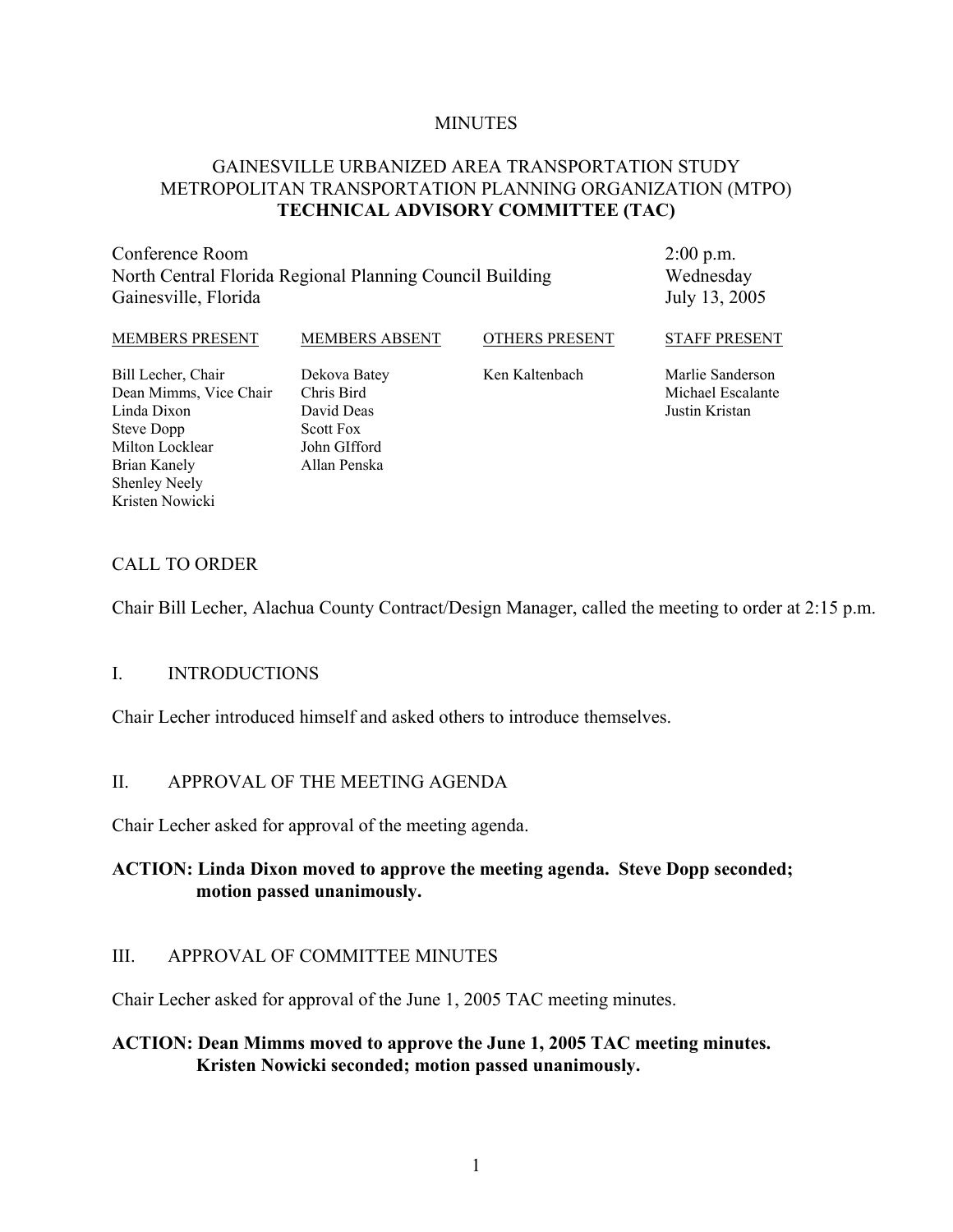MINUTES

GAINESVILLE URBANIZED AREA TRANSPORTATION STUDY
METROPOLITAN TRANSPORTATION PLANNING ORGANIZATION (MTPO)
**TECHNICAL ADVISORY COMMITTEE (TAC)**

Conference Room
North Central Florida Regional Planning Council Building
Gainesville, Florida

2:00 p.m.
Wednesday
July 13, 2005

| MEMBERS PRESENT | MEMBERS ABSENT | OTHERS PRESENT | STAFF PRESENT |
|---|---|---|---|
| Bill Lecher, Chair | Dekova Batey | Ken Kaltenbach | Marlie Sanderson |
| Dean Mimms, Vice Chair | Chris Bird | | Michael Escalante |
| Linda Dixon | David Deas | | Justin Kristan |
| Steve Dopp | Scott Fox | | |
| Milton Locklear | John GIfford | | |
| Brian Kanely | Allan Penska | | |
| Shenley Neely | | | |
| Kristen Nowicki | | | |

## CALL TO ORDER

Chair Bill Lecher, Alachua County Contract/Design Manager, called the meeting to order at 2:15 p.m.

## I. INTRODUCTIONS

Chair Lecher introduced himself and asked others to introduce themselves.

## II. APPROVAL OF THE MEETING AGENDA

Chair Lecher asked for approval of the meeting agenda.

**ACTION: Linda Dixon moved to approve the meeting agenda. Steve Dopp seconded; motion passed unanimously.**

## III. APPROVAL OF COMMITTEE MINUTES

Chair Lecher asked for approval of the June 1, 2005 TAC meeting minutes.

**ACTION: Dean Mimms moved to approve the June 1, 2005 TAC meeting minutes. Kristen Nowicki seconded; motion passed unanimously.**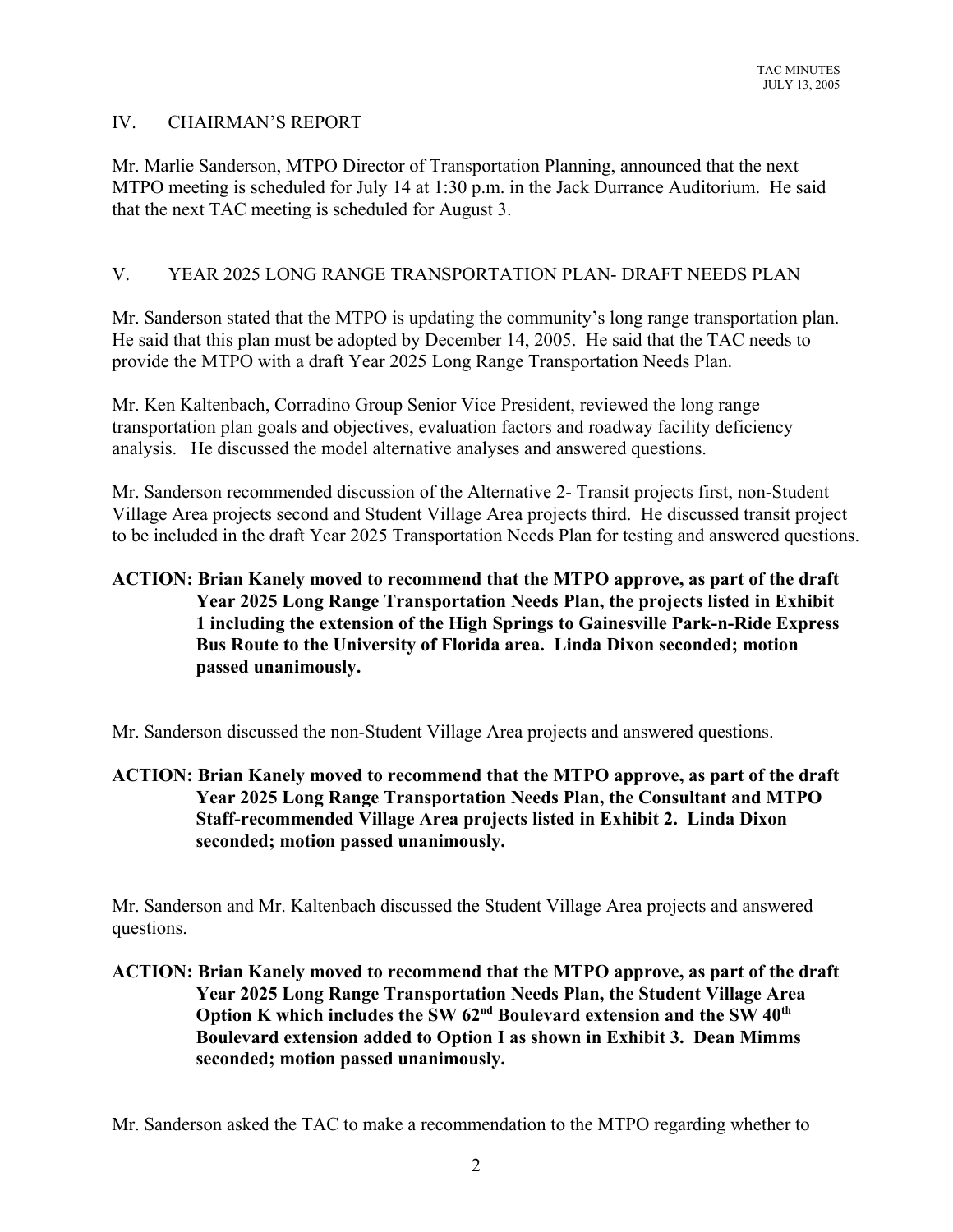## IV. CHAIRMAN'S REPORT

Mr. Marlie Sanderson, MTPO Director of Transportation Planning, announced that the next MTPO meeting is scheduled for July 14 at 1:30 p.m. in the Jack Durrance Auditorium. He said that the next TAC meeting is scheduled for August 3.

## V. YEAR 2025 LONG RANGE TRANSPORTATION PLAN- DRAFT NEEDS PLAN

Mr. Sanderson stated that the MTPO is updating the community's long range transportation plan. He said that this plan must be adopted by December 14, 2005. He said that the TAC needs to provide the MTPO with a draft Year 2025 Long Range Transportation Needs Plan.

Mr. Ken Kaltenbach, Corradino Group Senior Vice President, reviewed the long range transportation plan goals and objectives, evaluation factors and roadway facility deficiency analysis. He discussed the model alternative analyses and answered questions.

Mr. Sanderson recommended discussion of the Alternative 2- Transit projects first, non-Student Village Area projects second and Student Village Area projects third. He discussed transit project to be included in the draft Year 2025 Transportation Needs Plan for testing and answered questions.

**ACTION: Brian Kanely moved to recommend that the MTPO approve, as part of the draft Year 2025 Long Range Transportation Needs Plan, the projects listed in Exhibit 1 including the extension of the High Springs to Gainesville Park-n-Ride Express Bus Route to the University of Florida area. Linda Dixon seconded; motion passed unanimously.**

Mr. Sanderson discussed the non-Student Village Area projects and answered questions.

**ACTION: Brian Kanely moved to recommend that the MTPO approve, as part of the draft Year 2025 Long Range Transportation Needs Plan, the Consultant and MTPO Staff-recommended Village Area projects listed in Exhibit 2. Linda Dixon seconded; motion passed unanimously.**

Mr. Sanderson and Mr. Kaltenbach discussed the Student Village Area projects and answered questions.

**ACTION: Brian Kanely moved to recommend that the MTPO approve, as part of the draft Year 2025 Long Range Transportation Needs Plan, the Student Village Area Option K which includes the SW 62nd Boulevard extension and the SW 40th Boulevard extension added to Option I as shown in Exhibit 3. Dean Mimms seconded; motion passed unanimously.**

Mr. Sanderson asked the TAC to make a recommendation to the MTPO regarding whether to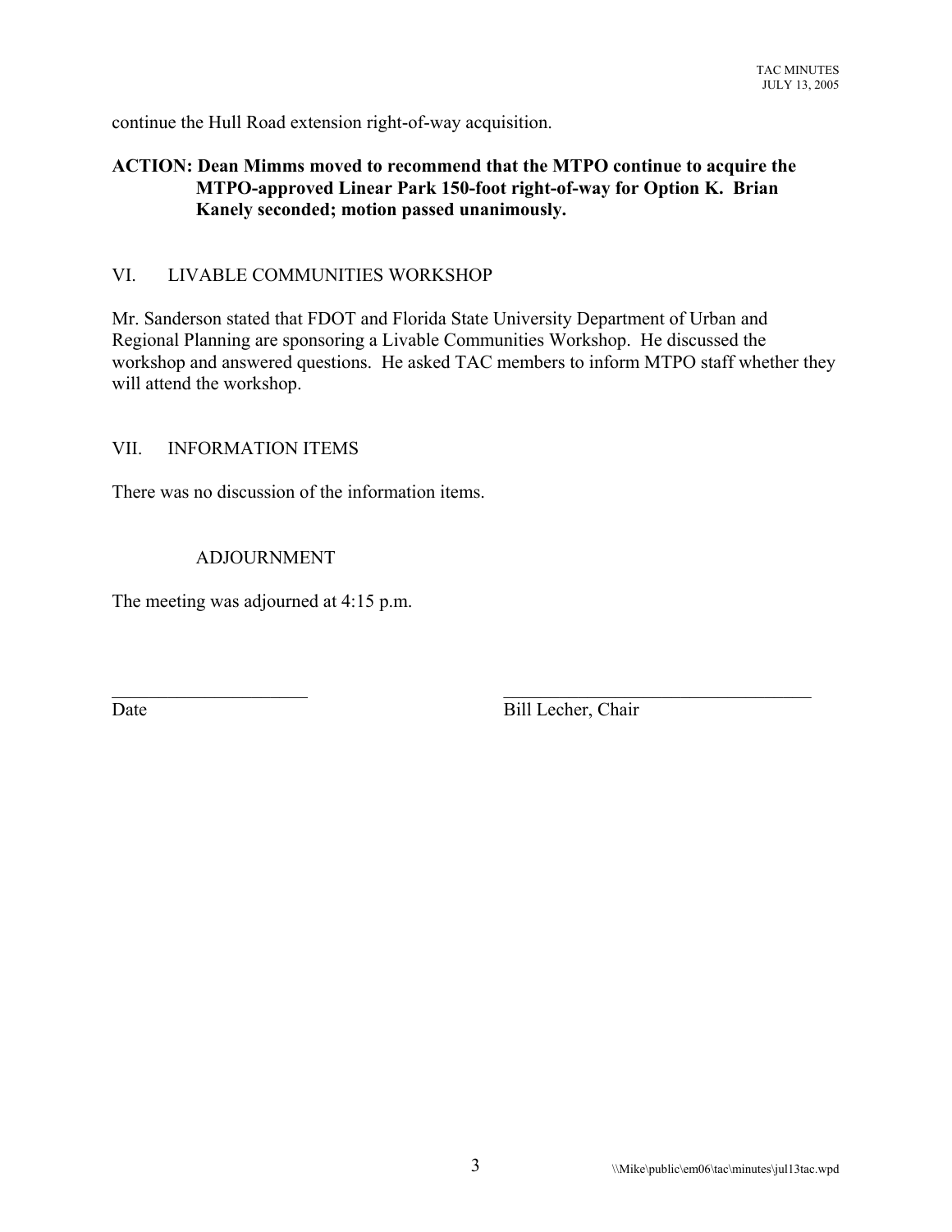continue the Hull Road extension right-of-way acquisition.

**ACTION: Dean Mimms moved to recommend that the MTPO continue to acquire the MTPO-approved Linear Park 150-foot right-of-way for Option K. Brian Kanely seconded; motion passed unanimously.**

## VI. LIVABLE COMMUNITIES WORKSHOP

Mr. Sanderson stated that FDOT and Florida State University Department of Urban and Regional Planning are sponsoring a Livable Communities Workshop. He discussed the workshop and answered questions. He asked TAC members to inform MTPO staff whether they will attend the workshop.

## VII. INFORMATION ITEMS

There was no discussion of the information items.

## ADJOURNMENT

The meeting was adjourned at 4:15 p.m.

\_\_\_\_\_\_\_\_\_\_\_\_\_\_\_\_\_\_\_\_\_\_ &nbsp;&nbsp;&nbsp;&nbsp;&nbsp;&nbsp;&nbsp;&nbsp; \_\_\_\_\_\_\_\_\_\_\_\_\_\_\_\_\_\_\_\_\_\_\_\_\_\_\_\_\_\_\_\_\_\_\_

Date &nbsp;&nbsp;&nbsp;&nbsp;&nbsp;&nbsp;&nbsp;&nbsp;&nbsp;&nbsp;&nbsp;&nbsp;&nbsp;&nbsp;&nbsp;&nbsp;&nbsp;&nbsp;&nbsp;&nbsp;&nbsp;&nbsp;&nbsp;&nbsp;&nbsp;&nbsp;&nbsp;&nbsp;&nbsp;&nbsp;&nbsp;&nbsp; Bill Lecher, Chair

\\\\Mike\public\em06\tac\minutes\jul13tac.wpd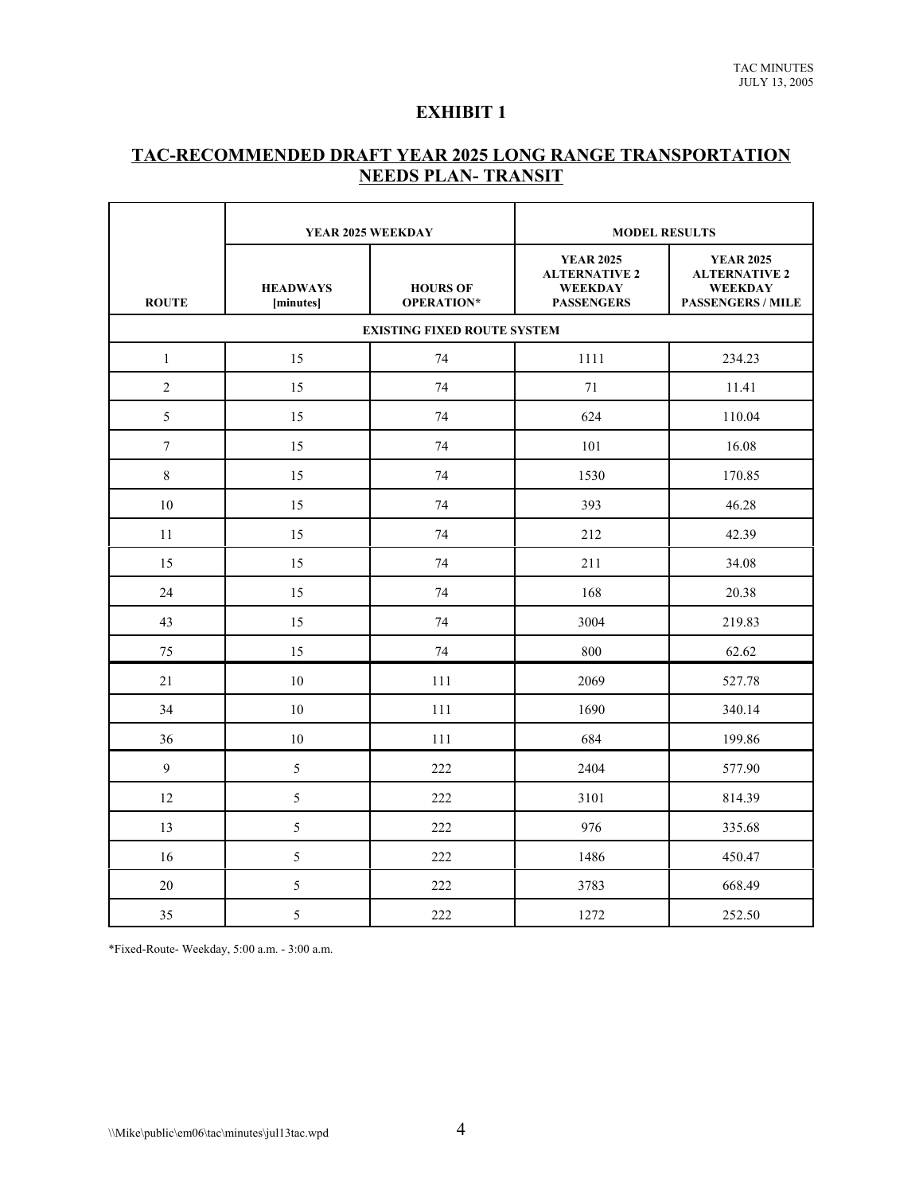# EXHIBIT 1

## TAC-RECOMMENDED DRAFT YEAR 2025 LONG RANGE TRANSPORTATION NEEDS PLAN- TRANSIT

| ROUTE | YEAR 2025 WEEKDAY | | MODEL RESULTS | |
|---|---|---|---|---|
| | HEADWAYS [minutes] | HOURS OF OPERATION* | YEAR 2025 ALTERNATIVE 2 WEEKDAY PASSENGERS | YEAR 2025 ALTERNATIVE 2 WEEKDAY PASSENGERS / MILE |
| EXISTING FIXED ROUTE SYSTEM | | | | |
| 1 | 15 | 74 | 1111 | 234.23 |
| 2 | 15 | 74 | 71 | 11.41 |
| 5 | 15 | 74 | 624 | 110.04 |
| 7 | 15 | 74 | 101 | 16.08 |
| 8 | 15 | 74 | 1530 | 170.85 |
| 10 | 15 | 74 | 393 | 46.28 |
| 11 | 15 | 74 | 212 | 42.39 |
| 15 | 15 | 74 | 211 | 34.08 |
| 24 | 15 | 74 | 168 | 20.38 |
| 43 | 15 | 74 | 3004 | 219.83 |
| 75 | 15 | 74 | 800 | 62.62 |
| 21 | 10 | 111 | 2069 | 527.78 |
| 34 | 10 | 111 | 1690 | 340.14 |
| 36 | 10 | 111 | 684 | 199.86 |
| 9 | 5 | 222 | 2404 | 577.90 |
| 12 | 5 | 222 | 3101 | 814.39 |
| 13 | 5 | 222 | 976 | 335.68 |
| 16 | 5 | 222 | 1486 | 450.47 |
| 20 | 5 | 222 | 3783 | 668.49 |
| 35 | 5 | 222 | 1272 | 252.50 |

*Fixed-Route- Weekday, 5:00 a.m. - 3:00 a.m.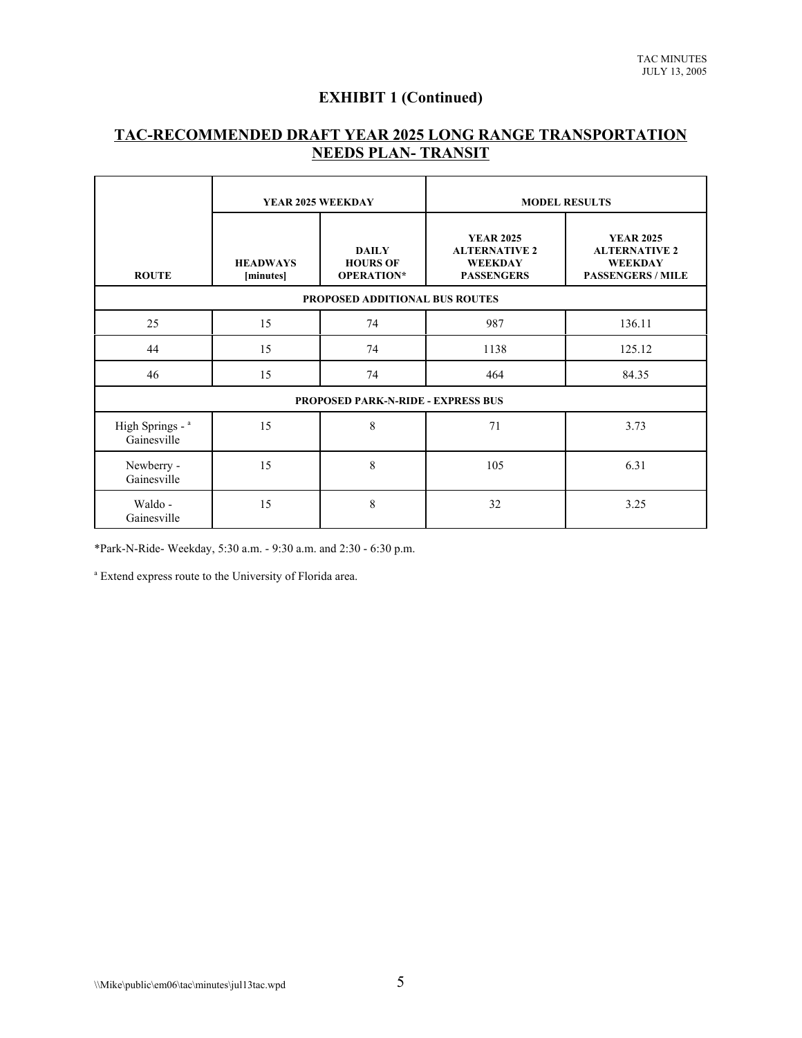## EXHIBIT 1 (Continued)

## TAC-RECOMMENDED DRAFT YEAR 2025 LONG RANGE TRANSPORTATION NEEDS PLAN- TRANSIT

| ROUTE | YEAR 2025 WEEKDAY | | MODEL RESULTS | |
|---|---|---|---|---|
| | HEADWAYS [minutes] | DAILY HOURS OF OPERATION* | YEAR 2025 ALTERNATIVE 2 WEEKDAY PASSENGERS | YEAR 2025 ALTERNATIVE 2 WEEKDAY PASSENGERS / MILE |
| **PROPOSED ADDITIONAL BUS ROUTES** | | | | |
| 25 | 15 | 74 | 987 | 136.11 |
| 44 | 15 | 74 | 1138 | 125.12 |
| 46 | 15 | 74 | 464 | 84.35 |
| **PROPOSED PARK-N-RIDE - EXPRESS BUS** | | | | |
| High Springs - [a] Gainesville | 15 | 8 | 71 | 3.73 |
| Newberry - Gainesville | 15 | 8 | 105 | 6.31 |
| Waldo - Gainesville | 15 | 8 | 32 | 3.25 |

*Park-N-Ride- Weekday, 5:30 a.m. - 9:30 a.m. and 2:30 - 6:30 p.m.

[a] Extend express route to the University of Florida area.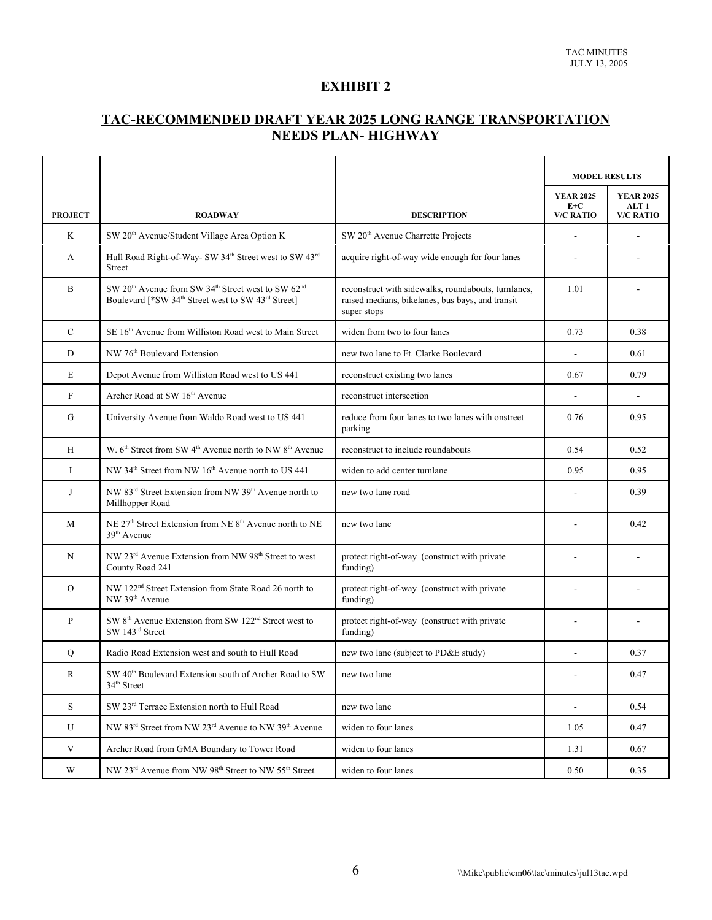## EXHIBIT 2

## TAC-RECOMMENDED DRAFT YEAR 2025 LONG RANGE TRANSPORTATION NEEDS PLAN- HIGHWAY

| PROJECT | ROADWAY | DESCRIPTION | MODEL RESULTS | |
|---|---|---|---|---|
| | | | YEAR 2025 E+C V/C RATIO | YEAR 2025 ALT 1 V/C RATIO |
| K | SW 20th Avenue/Student Village Area Option K | SW 20th Avenue Charrette Projects | - | - |
| A | Hull Road Right-of-Way- SW 34th Street west to SW 43rd Street | acquire right-of-way wide enough for four lanes | - | - |
| B | SW 20th Avenue from SW 34th Street west to SW 62nd Boulevard [*SW 34th Street west to SW 43rd Street] | reconstruct with sidewalks, roundabouts, turnlanes, raised medians, bikelanes, bus bays, and transit super stops | 1.01 | - |
| C | SE 16th Avenue from Williston Road west to Main Street | widen from two to four lanes | 0.73 | 0.38 |
| D | NW 76th Boulevard Extension | new two lane to Ft. Clarke Boulevard | - | 0.61 |
| E | Depot Avenue from Williston Road west to US 441 | reconstruct existing two lanes | 0.67 | 0.79 |
| F | Archer Road at SW 16th Avenue | reconstruct intersection | - | - |
| G | University Avenue from Waldo Road west to US 441 | reduce from four lanes to two lanes with onstreet parking | 0.76 | 0.95 |
| H | W. 6th Street from SW 4th Avenue north to NW 8th Avenue | reconstruct to include roundabouts | 0.54 | 0.52 |
| I | NW 34th Street from NW 16th Avenue north to US 441 | widen to add center turnlane | 0.95 | 0.95 |
| J | NW 83rd Street Extension from NW 39th Avenue north to Millhopper Road | new two lane road | - | 0.39 |
| M | NE 27th Street Extension from NE 8th Avenue north to NE 39th Avenue | new two lane | - | 0.42 |
| N | NW 23rd Avenue Extension from NW 98th Street to west County Road 241 | protect right-of-way (construct with private funding) | - | - |
| O | NW 122nd Street Extension from State Road 26 north to NW 39th Avenue | protect right-of-way (construct with private funding) | - | - |
| P | SW 8th Avenue Extension from SW 122nd Street west to SW 143rd Street | protect right-of-way (construct with private funding) | - | - |
| Q | Radio Road Extension west and south to Hull Road | new two lane (subject to PD&E study) | - | 0.37 |
| R | SW 40th Boulevard Extension south of Archer Road to SW 34th Street | new two lane | - | 0.47 |
| S | SW 23rd Terrace Extension north to Hull Road | new two lane | - | 0.54 |
| U | NW 83rd Street from NW 23rd Avenue to NW 39th Avenue | widen to four lanes | 1.05 | 0.47 |
| V | Archer Road from GMA Boundary to Tower Road | widen to four lanes | 1.31 | 0.67 |
| W | NW 23rd Avenue from NW 98th Street to NW 55th Street | widen to four lanes | 0.50 | 0.35 |

\\Mike\public\em06\tac\minutes\jul13tac.wpd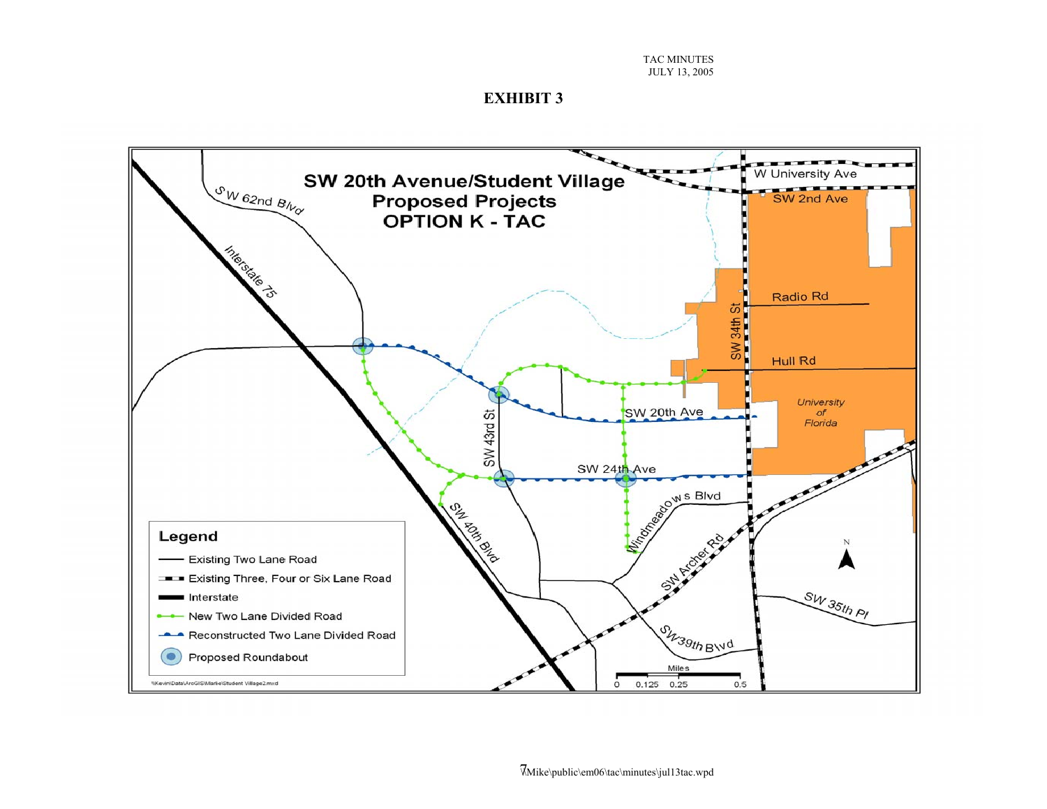TAC MINUTES
JULY 13, 2005

# EXHIBIT 3

SW 20th Avenue/Student Village
Proposed Projects
OPTION K - TAC

W University Ave
SW 2nd Ave
SW 62nd Blvd
Interstate 75
Radio Rd
SW 34th St
Hull Rd
SW 43rd St
SW 20th Ave
University of Florida
SW 24th Ave
SW 40th Blvd
Windmeadows Blvd
SW Archer Rd
SW 35th Pl
SW 39th Blvd

Legend
Existing Two Lane Road
Existing Three, Four or Six Lane Road
Interstate
New Two Lane Divided Road
Reconstructed Two Lane Divided Road
Proposed Roundabout

N

Miles
0 0.125 0.25 0.5

\\Kevin\Data\ArcGIS\Marlie\Student Village2.mxd

\\Mike\public\em06\tac\minutes\jul13tac.wpd